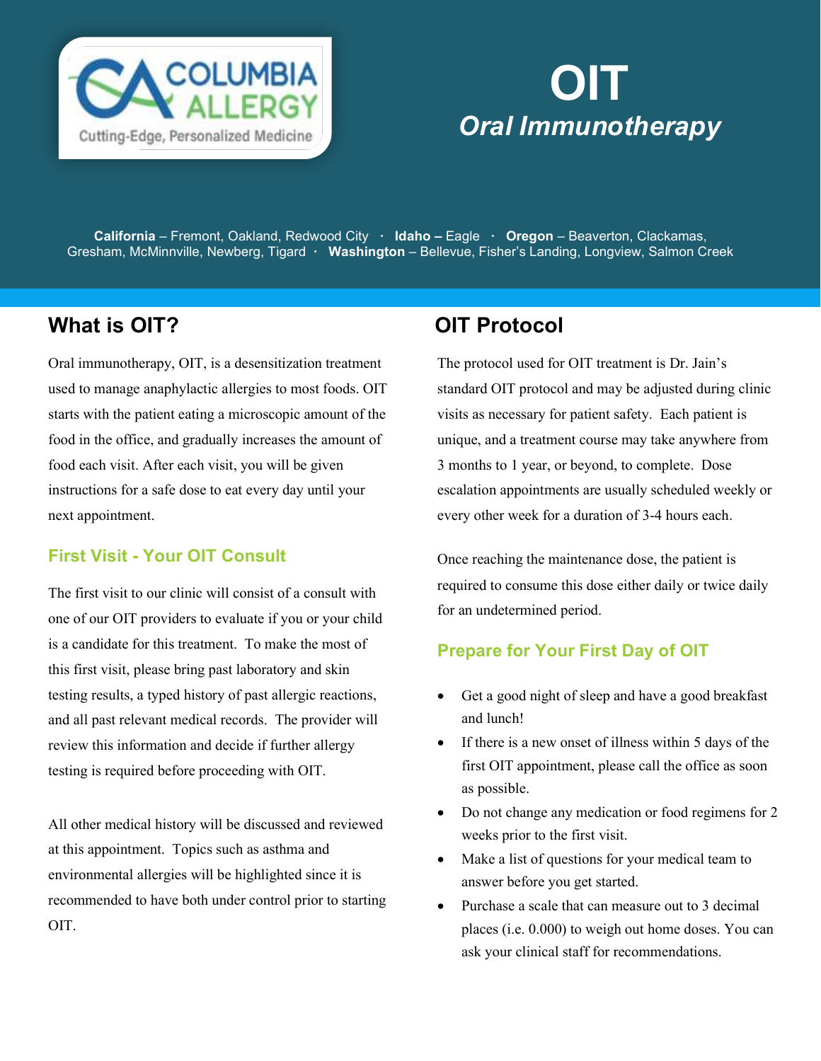# OIT

## *Oral Immunotherapy*

**California** – Fremont, Oakland, Redwood City · **Idaho –** Eagle · **Oregon** – Beaverton, Clackamas, Gresham, McMinnville, Newberg, Tigard · **Washington** – Bellevue, Fisher's Landing, Longview, Salmon Creek

## What is OIT?

Oral immunotherapy, OIT, is a desensitization treatment used to manage anaphylactic allergies to most foods. OIT starts with the patient eating a microscopic amount of the food in the office, and gradually increases the amount of food each visit. After each visit, you will be given instructions for a safe dose to eat every day until your next appointment.

### First Visit - Your OIT Consult

The first visit to our clinic will consist of a consult with one of our OIT providers to evaluate if you or your child is a candidate for this treatment. To make the most of this first visit, please bring past laboratory and skin testing results, a typed history of past allergic reactions, and all past relevant medical records. The provider will review this information and decide if further allergy testing is required before proceeding with OIT.

All other medical history will be discussed and reviewed at this appointment. Topics such as asthma and environmental allergies will be highlighted since it is recommended to have both under control prior to starting OIT.

## OIT Protocol

The protocol used for OIT treatment is Dr. Jain's standard OIT protocol and may be adjusted during clinic visits as necessary for patient safety. Each patient is unique, and a treatment course may take anywhere from 3 months to 1 year, or beyond, to complete. Dose escalation appointments are usually scheduled weekly or every other week for a duration of 3-4 hours each.

Once reaching the maintenance dose, the patient is required to consume this dose either daily or twice daily for an undetermined period.

### Prepare for Your First Day of OIT

- Get a good night of sleep and have a good breakfast and lunch!
- If there is a new onset of illness within 5 days of the first OIT appointment, please call the office as soon as possible.
- Do not change any medication or food regimens for 2 weeks prior to the first visit.
- Make a list of questions for your medical team to answer before you get started.
- Purchase a scale that can measure out to 3 decimal places (i.e. 0.000) to weigh out home doses. You can ask your clinical staff for recommendations.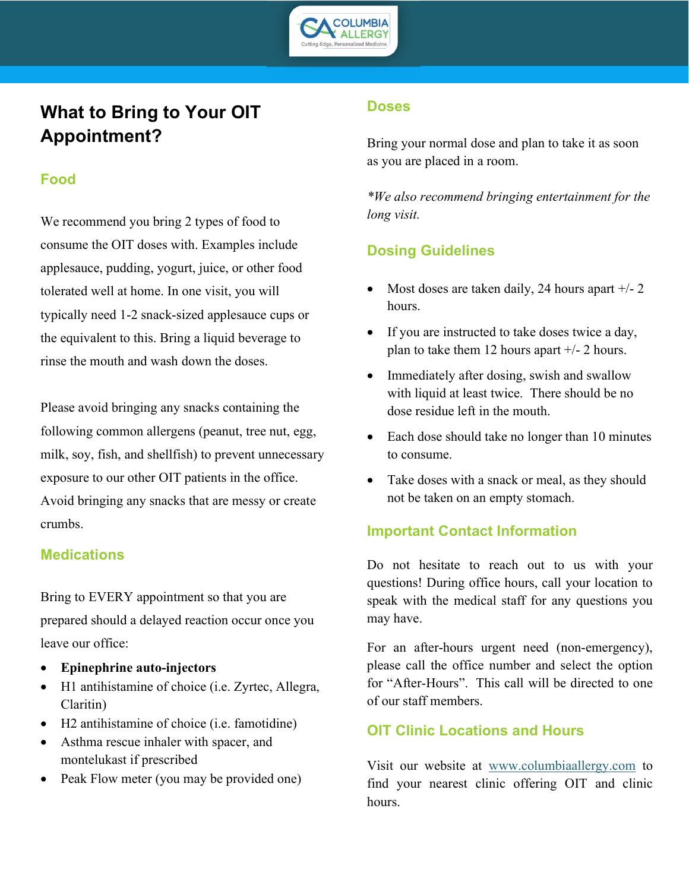# What to Bring to Your OIT Appointment?

## Food

We recommend you bring 2 types of food to consume the OIT doses with. Examples include applesauce, pudding, yogurt, juice, or other food tolerated well at home. In one visit, you will typically need 1-2 snack-sized applesauce cups or the equivalent to this. Bring a liquid beverage to rinse the mouth and wash down the doses.

Please avoid bringing any snacks containing the following common allergens (peanut, tree nut, egg, milk, soy, fish, and shellfish) to prevent unnecessary exposure to our other OIT patients in the office. Avoid bringing any snacks that are messy or create crumbs.

## Medications

Bring to EVERY appointment so that you are prepared should a delayed reaction occur once you leave our office:

- **Epinephrine auto-injectors**
- H1 antihistamine of choice (i.e. Zyrtec, Allegra, Claritin)
- H2 antihistamine of choice (i.e. famotidine)
- Asthma rescue inhaler with spacer, and montelukast if prescribed
- Peak Flow meter (you may be provided one)

## Doses

Bring your normal dose and plan to take it as soon as you are placed in a room.

*\*We also recommend bringing entertainment for the long visit.*

## Dosing Guidelines

- Most doses are taken daily, 24 hours apart +/- 2 hours.
- If you are instructed to take doses twice a day, plan to take them 12 hours apart +/- 2 hours.
- Immediately after dosing, swish and swallow with liquid at least twice. There should be no dose residue left in the mouth.
- Each dose should take no longer than 10 minutes to consume.
- Take doses with a snack or meal, as they should not be taken on an empty stomach.

## Important Contact Information

Do not hesitate to reach out to us with your questions! During office hours, call your location to speak with the medical staff for any questions you may have.

For an after-hours urgent need (non-emergency), please call the office number and select the option for "After-Hours". This call will be directed to one of our staff members.

## OIT Clinic Locations and Hours

Visit our website at www.columbiaallergy.com to find your nearest clinic offering OIT and clinic hours.